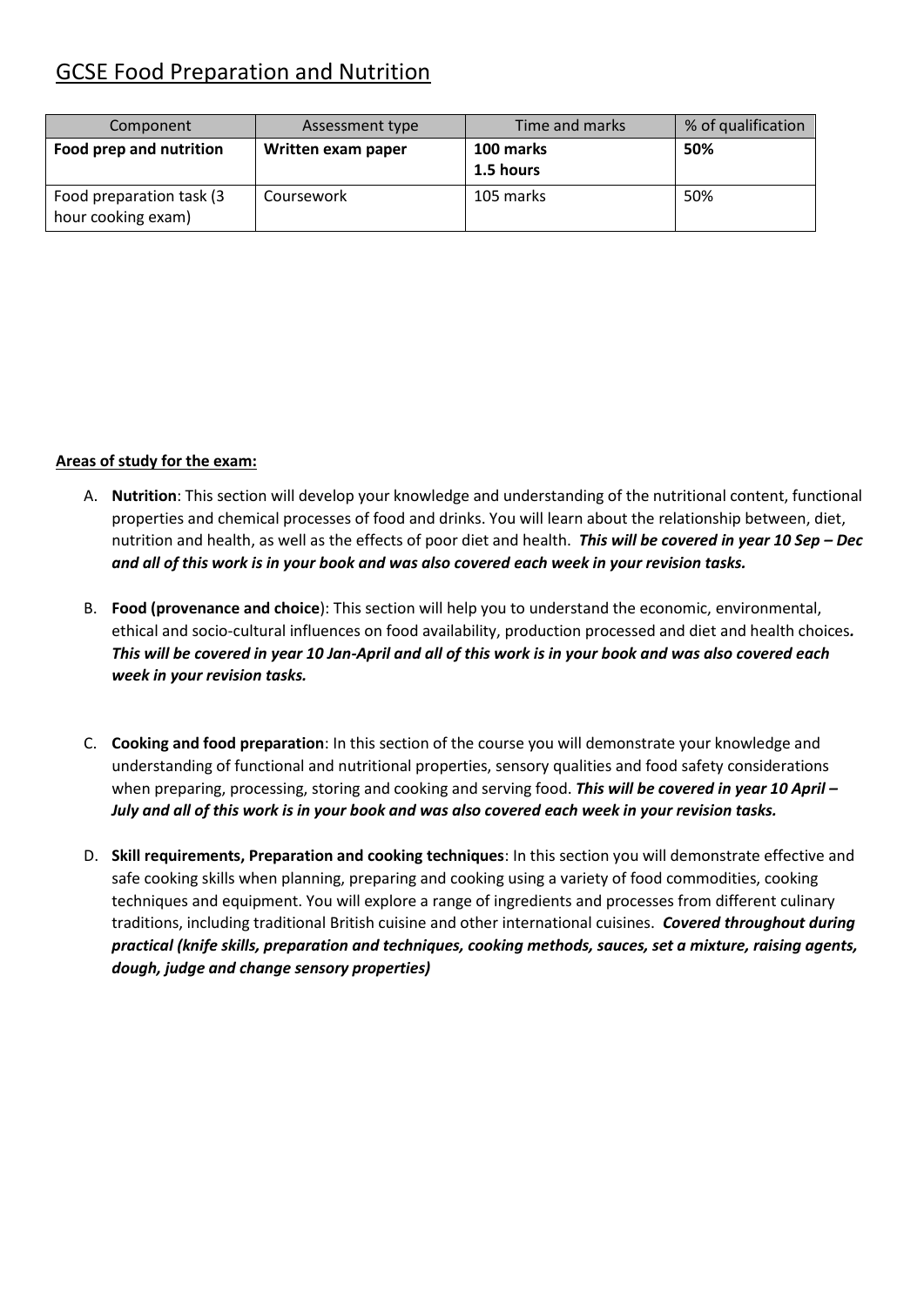# GCSE Food Preparation and Nutrition

| Component | Assessment type | Time and marks | % of qualification |
|---|---|---|---|
| **Food prep and nutrition** | **Written exam paper** | **100 marks**<br>**1.5 hours** | **50%** |
| Food preparation task (3 hour cooking exam) | Coursework | 105 marks | 50% |

**Areas of study for the exam:**

A. **Nutrition**: This section will develop your knowledge and understanding of the nutritional content, functional properties and chemical processes of food and drinks. You will learn about the relationship between, diet, nutrition and health, as well as the effects of poor diet and health. ***This will be covered in year 10 Sep – Dec and all of this work is in your book and was also covered each week in your revision tasks.***

B. **Food (provenance and choice**): This section will help you to understand the economic, environmental, ethical and socio-cultural influences on food availability, production processed and diet and health choices***.*** ***This will be covered in year 10 Jan-April and all of this work is in your book and was also covered each week in your revision tasks.***

C. **Cooking and food preparation**: In this section of the course you will demonstrate your knowledge and understanding of functional and nutritional properties, sensory qualities and food safety considerations when preparing, processing, storing and cooking and serving food. ***This will be covered in year 10 April – July and all of this work is in your book and was also covered each week in your revision tasks.***

D. **Skill requirements, Preparation and cooking techniques**: In this section you will demonstrate effective and safe cooking skills when planning, preparing and cooking using a variety of food commodities, cooking techniques and equipment. You will explore a range of ingredients and processes from different culinary traditions, including traditional British cuisine and other international cuisines. ***Covered throughout during practical (knife skills, preparation and techniques, cooking methods, sauces, set a mixture, raising agents, dough, judge and change sensory properties)***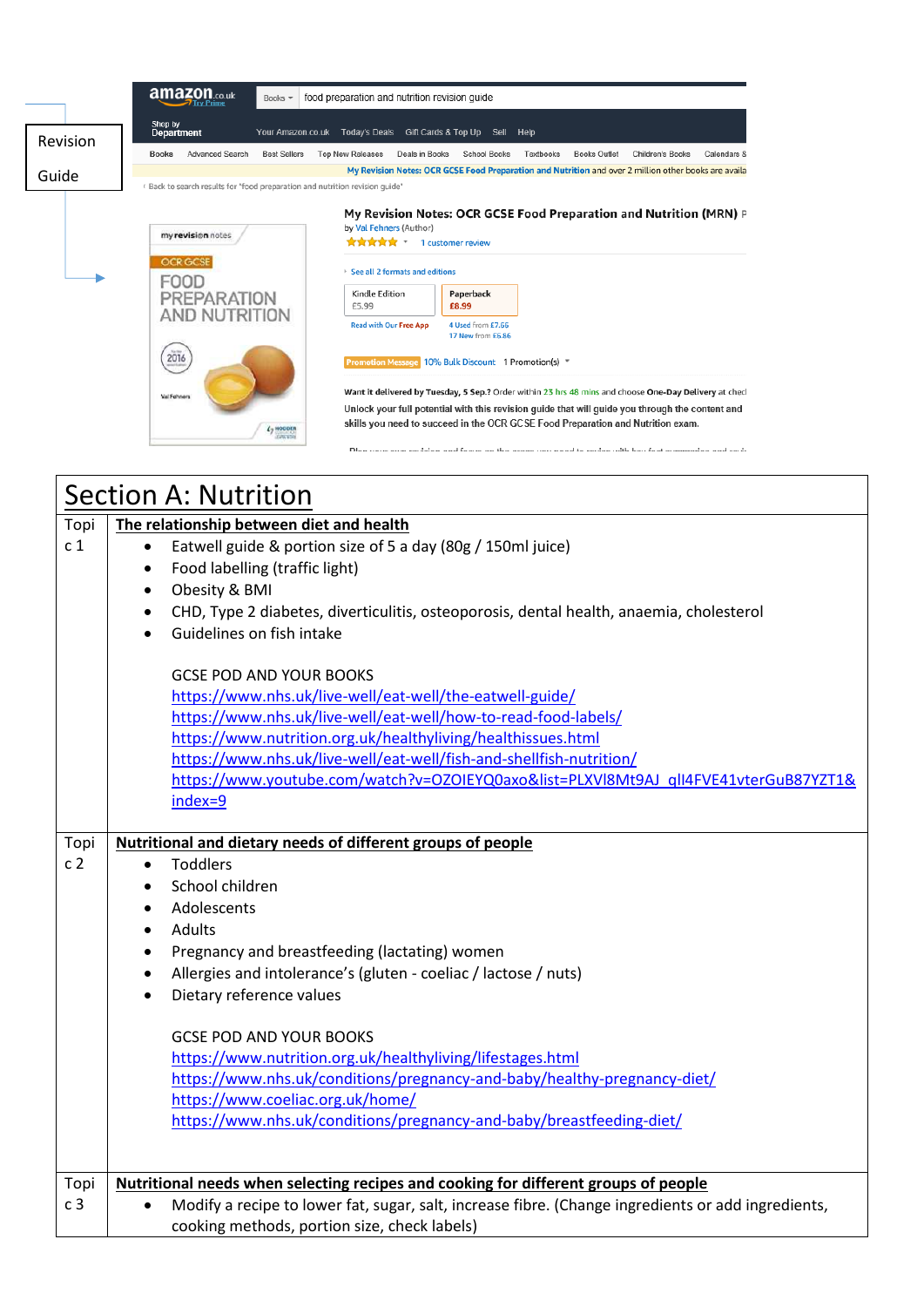Revision Guide

‹ Back to search results for "food preparation and nutrition revision guide"

My Revision Notes: OCR GCSE Food Preparation and Nutrition (MRN)

by Val Fehners (Author)

1 customer review

See all 2 formats and editions

Kindle Edition £5.99

Paperback £8.99

Read with Our Free App

4 Used from £7.66

17 New from £5.86

Promotion Message 10% Bulk Discount 1 Promotion(s)

Want it delivered by Tuesday, 5 Sep.? Order within 23 hrs 48 mins and choose One-Day Delivery at checkout.

Unlock your full potential with this revision guide that will guide you through the content and skills you need to succeed in the OCR GCSE Food Preparation and Nutrition exam.

| Section A: Nutrition | |
|---|---|
| Topic 1 | **The relationship between diet and health**<br>• Eatwell guide & portion size of 5 a day (80g / 150ml juice)<br>• Food labelling (traffic light)<br>• Obesity & BMI<br>• CHD, Type 2 diabetes, diverticulitis, osteoporosis, dental health, anaemia, cholesterol<br>• Guidelines on fish intake<br><br>GCSE POD AND YOUR BOOKS<br>https://www.nhs.uk/live-well/eat-well/the-eatwell-guide/<br>https://www.nhs.uk/live-well/eat-well/how-to-read-food-labels/<br>https://www.nutrition.org.uk/healthyliving/healthissues.html<br>https://www.nhs.uk/live-well/eat-well/fish-and-shellfish-nutrition/<br>https://www.youtube.com/watch?v=OZOIEYQ0axo&list=PLXVl8Mt9AJ_qll4FVE41vterGuB87YZT1&index=9 |
| Topic 2 | **Nutritional and dietary needs of different groups of people**<br>• Toddlers<br>• School children<br>• Adolescents<br>• Adults<br>• Pregnancy and breastfeeding (lactating) women<br>• Allergies and intolerance's (gluten - coeliac / lactose / nuts)<br>• Dietary reference values<br><br>GCSE POD AND YOUR BOOKS<br>https://www.nutrition.org.uk/healthyliving/lifestages.html<br>https://www.nhs.uk/conditions/pregnancy-and-baby/healthy-pregnancy-diet/<br>https://www.coeliac.org.uk/home/<br>https://www.nhs.uk/conditions/pregnancy-and-baby/breastfeeding-diet/ |
| Topic 3 | **Nutritional needs when selecting recipes and cooking for different groups of people**<br>• Modify a recipe to lower fat, sugar, salt, increase fibre. (Change ingredients or add ingredients, cooking methods, portion size, check labels) |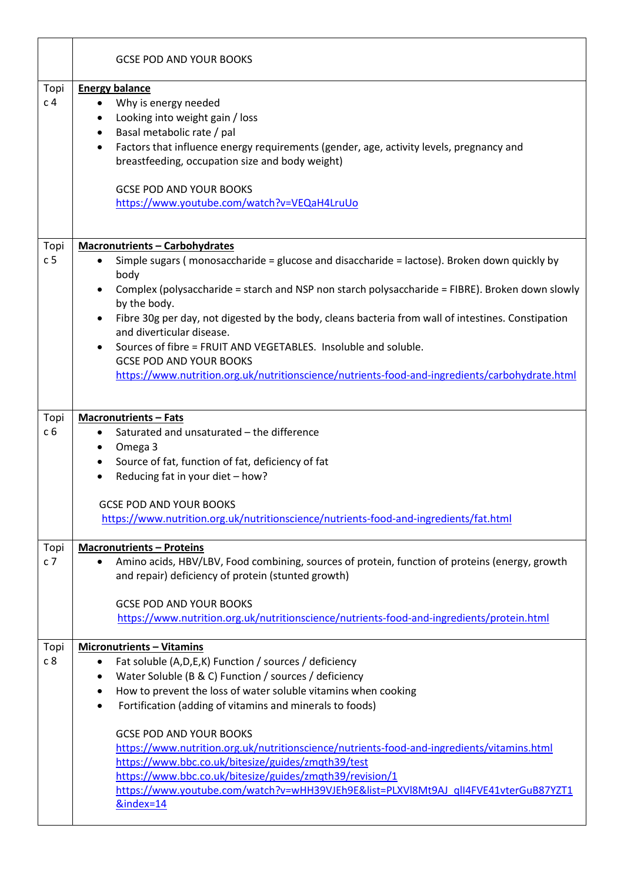| | |
|---|---|
| | GCSE POD AND YOUR BOOKS |
| Topic 4 | **Energy balance**<br>• Why is energy needed<br>• Looking into weight gain / loss<br>• Basal metabolic rate / pal<br>• Factors that influence energy requirements (gender, age, activity levels, pregnancy and breastfeeding, occupation size and body weight)<br><br>GCSE POD AND YOUR BOOKS<br>https://www.youtube.com/watch?v=VEQaH4LruUo |
| Topic 5 | **Macronutrients – Carbohydrates**<br>• Simple sugars ( monosaccharide = glucose and disaccharide = lactose). Broken down quickly by body<br>• Complex (polysaccharide = starch and NSP non starch polysaccharide = FIBRE). Broken down slowly by the body.<br>• Fibre 30g per day, not digested by the body, cleans bacteria from wall of intestines. Constipation and diverticular disease.<br>• Sources of fibre = FRUIT AND VEGETABLES. Insoluble and soluble.<br>GCSE POD AND YOUR BOOKS<br>https://www.nutrition.org.uk/nutritionscience/nutrients-food-and-ingredients/carbohydrate.html |
| Topic 6 | **Macronutrients – Fats**<br>• Saturated and unsaturated – the difference<br>• Omega 3<br>• Source of fat, function of fat, deficiency of fat<br>• Reducing fat in your diet – how?<br><br>GCSE POD AND YOUR BOOKS<br>https://www.nutrition.org.uk/nutritionscience/nutrients-food-and-ingredients/fat.html |
| Topic 7 | **Macronutrients – Proteins**<br>• Amino acids, HBV/LBV, Food combining, sources of protein, function of proteins (energy, growth and repair) deficiency of protein (stunted growth)<br><br>GCSE POD AND YOUR BOOKS<br>https://www.nutrition.org.uk/nutritionscience/nutrients-food-and-ingredients/protein.html |
| Topic 8 | **Micronutrients – Vitamins**<br>• Fat soluble (A,D,E,K) Function / sources / deficiency<br>• Water Soluble (B & C) Function / sources / deficiency<br>• How to prevent the loss of water soluble vitamins when cooking<br>• Fortification (adding of vitamins and minerals to foods)<br><br>GCSE POD AND YOUR BOOKS<br>https://www.nutrition.org.uk/nutritionscience/nutrients-food-and-ingredients/vitamins.html<br>https://www.bbc.co.uk/bitesize/guides/zmqth39/test<br>https://www.bbc.co.uk/bitesize/guides/zmqth39/revision/1<br>https://www.youtube.com/watch?v=wHH39VJEh9E&list=PLXVl8Mt9AJ_qlI4FVE41vterGuB87YZT1&index=14 |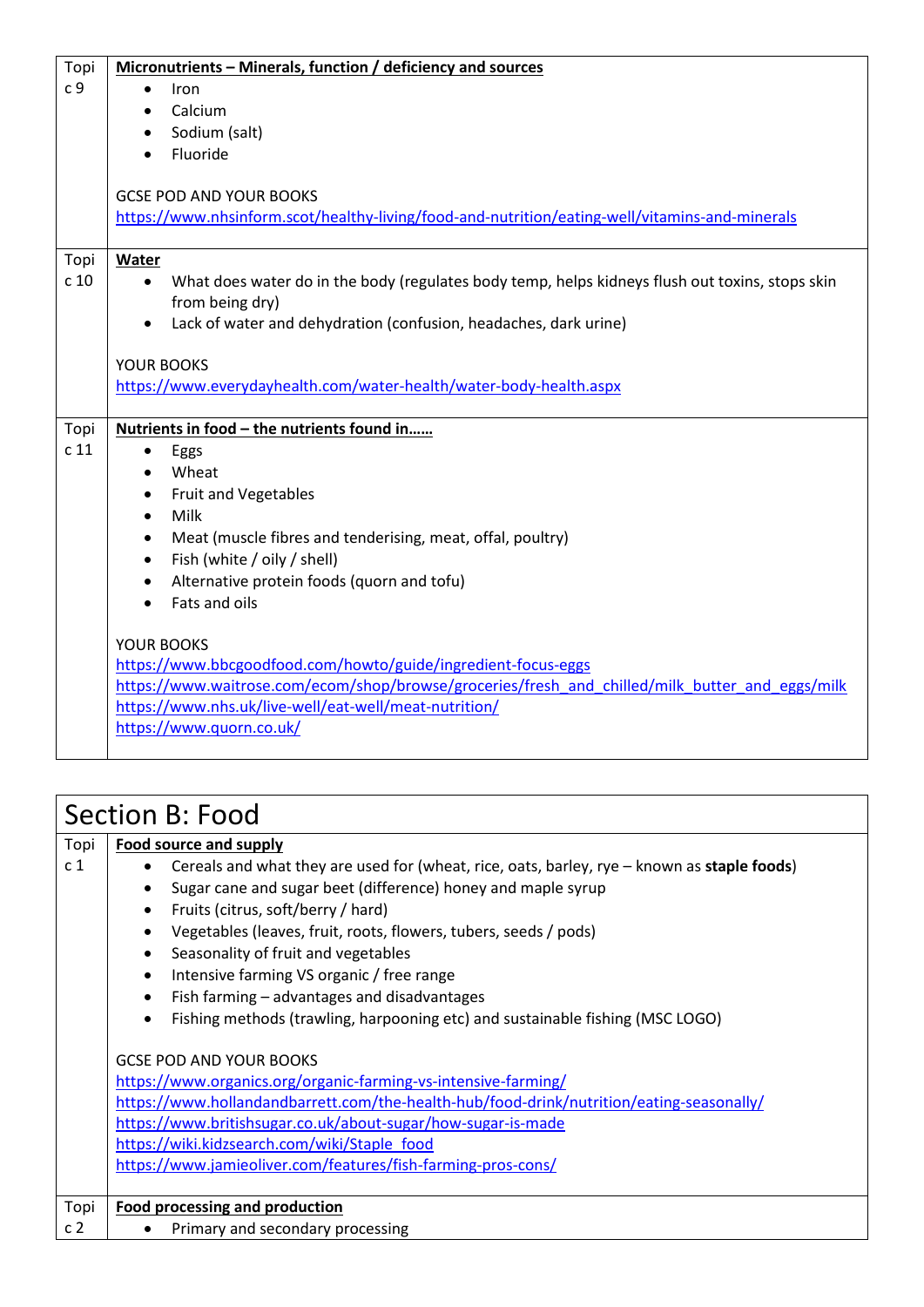| | |
|---|---|
| Topic 9 | **Micronutrients – Minerals, function / deficiency and sources**<br>• Iron<br>• Calcium<br>• Sodium (salt)<br>• Fluoride<br><br>GCSE POD AND YOUR BOOKS<br>https://www.nhsinform.scot/healthy-living/food-and-nutrition/eating-well/vitamins-and-minerals |
| Topic 10 | **Water**<br>• What does water do in the body (regulates body temp, helps kidneys flush out toxins, stops skin from being dry)<br>• Lack of water and dehydration (confusion, headaches, dark urine)<br><br>YOUR BOOKS<br>https://www.everydayhealth.com/water-health/water-body-health.aspx |
| Topic 11 | **Nutrients in food – the nutrients found in……**<br>• Eggs<br>• Wheat<br>• Fruit and Vegetables<br>• Milk<br>• Meat (muscle fibres and tenderising, meat, offal, poultry)<br>• Fish (white / oily / shell)<br>• Alternative protein foods (quorn and tofu)<br>• Fats and oils<br><br>YOUR BOOKS<br>https://www.bbcgoodfood.com/howto/guide/ingredient-focus-eggs<br>https://www.waitrose.com/ecom/shop/browse/groceries/fresh_and_chilled/milk_butter_and_eggs/milk<br>https://www.nhs.uk/live-well/eat-well/meat-nutrition/<br>https://www.quorn.co.uk/ |

## Section B: Food

| | |
|---|---|
| Topic 1 | **Food source and supply**<br>• Cereals and what they are used for (wheat, rice, oats, barley, rye – known as **staple foods**)<br>• Sugar cane and sugar beet (difference) honey and maple syrup<br>• Fruits (citrus, soft/berry / hard)<br>• Vegetables (leaves, fruit, roots, flowers, tubers, seeds / pods)<br>• Seasonality of fruit and vegetables<br>• Intensive farming VS organic / free range<br>• Fish farming – advantages and disadvantages<br>• Fishing methods (trawling, harpooning etc) and sustainable fishing (MSC LOGO)<br><br>GCSE POD AND YOUR BOOKS<br>https://www.organics.org/organic-farming-vs-intensive-farming/<br>https://www.hollandandbarrett.com/the-health-hub/food-drink/nutrition/eating-seasonally/<br>https://www.britishsugar.co.uk/about-sugar/how-sugar-is-made<br>https://wiki.kidzsearch.com/wiki/Staple_food<br>https://www.jamieoliver.com/features/fish-farming-pros-cons/ |
| Topic 2 | **Food processing and production**<br>• Primary and secondary processing |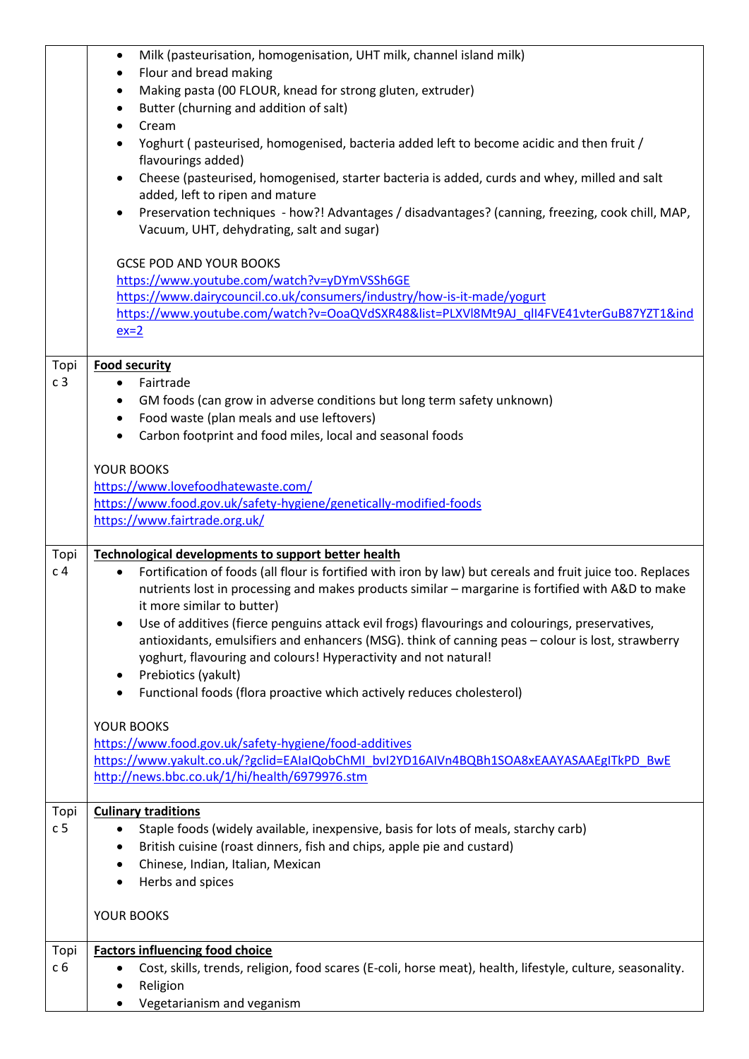| | |
|---|---|
| | • Milk (pasteurisation, homogenisation, UHT milk, channel island milk)<br>• Flour and bread making<br>• Making pasta (00 FLOUR, knead for strong gluten, extruder)<br>• Butter (churning and addition of salt)<br>• Cream<br>• Yoghurt ( pasteurised, homogenised, bacteria added left to become acidic and then fruit / flavourings added)<br>• Cheese (pasteurised, homogenised, starter bacteria is added, curds and whey, milled and salt added, left to ripen and mature<br>• Preservation techniques - how?! Advantages / disadvantages? (canning, freezing, cook chill, MAP, Vacuum, UHT, dehydrating, salt and sugar)<br><br>GCSE POD AND YOUR BOOKS<br>https://www.youtube.com/watch?v=yDYmVSSh6GE<br>https://www.dairycouncil.co.uk/consumers/industry/how-is-it-made/yogurt<br>https://www.youtube.com/watch?v=OoaQVdSXR48&list=PLXVl8Mt9AJ_qlI4FVE41vterGuB87YZT1&index=2 |
| Topic 3 | **Food security**<br>• Fairtrade<br>• GM foods (can grow in adverse conditions but long term safety unknown)<br>• Food waste (plan meals and use leftovers)<br>• Carbon footprint and food miles, local and seasonal foods<br><br>YOUR BOOKS<br>https://www.lovefoodhatewaste.com/<br>https://www.food.gov.uk/safety-hygiene/genetically-modified-foods<br>https://www.fairtrade.org.uk/ |
| Topic 4 | **Technological developments to support better health**<br>• Fortification of foods (all flour is fortified with iron by law) but cereals and fruit juice too. Replaces nutrients lost in processing and makes products similar – margarine is fortified with A&D to make it more similar to butter)<br>• Use of additives (fierce penguins attack evil frogs) flavourings and colourings, preservatives, antioxidants, emulsifiers and enhancers (MSG). think of canning peas – colour is lost, strawberry yoghurt, flavouring and colours! Hyperactivity and not natural!<br>• Prebiotics (yakult)<br>• Functional foods (flora proactive which actively reduces cholesterol)<br><br>YOUR BOOKS<br>https://www.food.gov.uk/safety-hygiene/food-additives<br>https://www.yakult.co.uk/?gclid=EAIaIQobChMI_bvI2YD16AIVn4BQBh1SOA8xEAAYASAAEgITkPD_BwE<br>http://news.bbc.co.uk/1/hi/health/6979976.stm |
| Topic 5 | **Culinary traditions**<br>• Staple foods (widely available, inexpensive, basis for lots of meals, starchy carb)<br>• British cuisine (roast dinners, fish and chips, apple pie and custard)<br>• Chinese, Indian, Italian, Mexican<br>• Herbs and spices<br><br>YOUR BOOKS |
| Topic 6 | **Factors influencing food choice**<br>• Cost, skills, trends, religion, food scares (E-coli, horse meat), health, lifestyle, culture, seasonality.<br>• Religion<br>• Vegetarianism and veganism |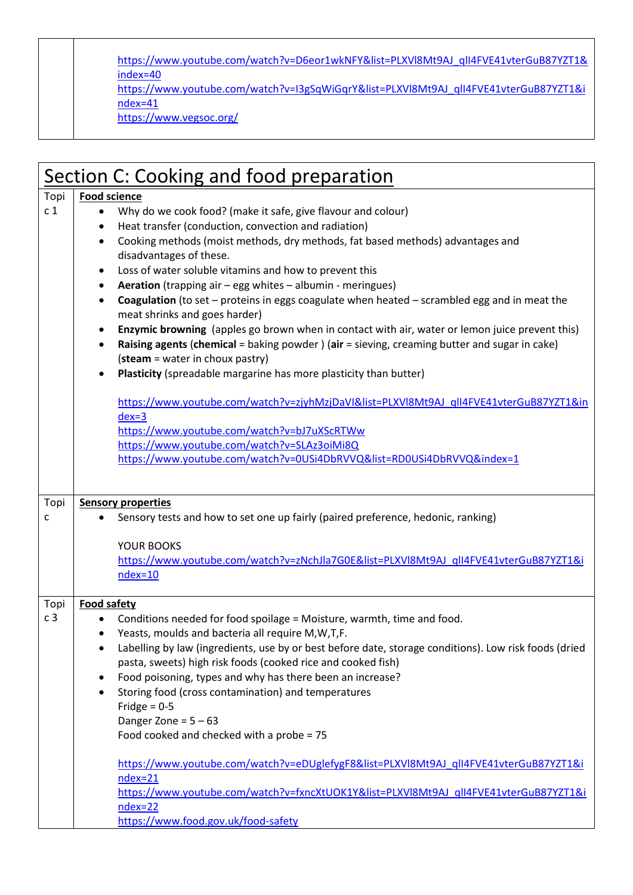| | |
|---|---|
| | https://www.youtube.com/watch?v=D6eor1wkNFY&list=PLXVl8Mt9AJ_qlI4FVE41vterGuB87YZT1&index=40<br>https://www.youtube.com/watch?v=I3gSqWiGqrY&list=PLXVl8Mt9AJ_qlI4FVE41vterGuB87YZT1&index=41<br>https://www.vegsoc.org/ |

## Section C: Cooking and food preparation

| | |
|---|---|
| Topic 1 | **Food science**<br>• Why do we cook food? (make it safe, give flavour and colour)<br>• Heat transfer (conduction, convection and radiation)<br>• Cooking methods (moist methods, dry methods, fat based methods) advantages and disadvantages of these.<br>• Loss of water soluble vitamins and how to prevent this<br>• **Aeration** (trapping air – egg whites – albumin - meringues)<br>• **Coagulation** (to set – proteins in eggs coagulate when heated – scrambled egg and in meat the meat shrinks and goes harder)<br>• **Enzymic browning** (apples go brown when in contact with air, water or lemon juice prevent this)<br>• **Raising agents** (**chemical** = baking powder ) (**air** = sieving, creaming butter and sugar in cake) (**steam** = water in choux pastry)<br>• **Plasticity** (spreadable margarine has more plasticity than butter)<br><br>https://www.youtube.com/watch?v=zjyhMzjDaVI&list=PLXVl8Mt9AJ_qlI4FVE41vterGuB87YZT1&index=3<br>https://www.youtube.com/watch?v=bJ7uXScRTWw<br>https://www.youtube.com/watch?v=SLAz3oiMi8Q<br>https://www.youtube.com/watch?v=0USi4DbRVVQ&list=RD0USi4DbRVVQ&index=1 |
| Topic | **Sensory properties**<br>• Sensory tests and how to set one up fairly (paired preference, hedonic, ranking)<br><br>YOUR BOOKS<br>https://www.youtube.com/watch?v=zNchJla7G0E&list=PLXVl8Mt9AJ_qlI4FVE41vterGuB87YZT1&index=10 |
| Topic 3 | **Food safety**<br>• Conditions needed for food spoilage = Moisture, warmth, time and food.<br>• Yeasts, moulds and bacteria all require M,W,T,F.<br>• Labelling by law (ingredients, use by or best before date, storage conditions). Low risk foods (dried pasta, sweets) high risk foods (cooked rice and cooked fish)<br>• Food poisoning, types and why has there been an increase?<br>• Storing food (cross contamination) and temperatures<br>Fridge = 0-5<br>Danger Zone = 5 – 63<br>Food cooked and checked with a probe = 75<br><br>https://www.youtube.com/watch?v=eDUglefygF8&list=PLXVl8Mt9AJ_qlI4FVE41vterGuB87YZT1&index=21<br>https://www.youtube.com/watch?v=fxncXtUOK1Y&list=PLXVl8Mt9AJ_qlI4FVE41vterGuB87YZT1&index=22<br>https://www.food.gov.uk/food-safety |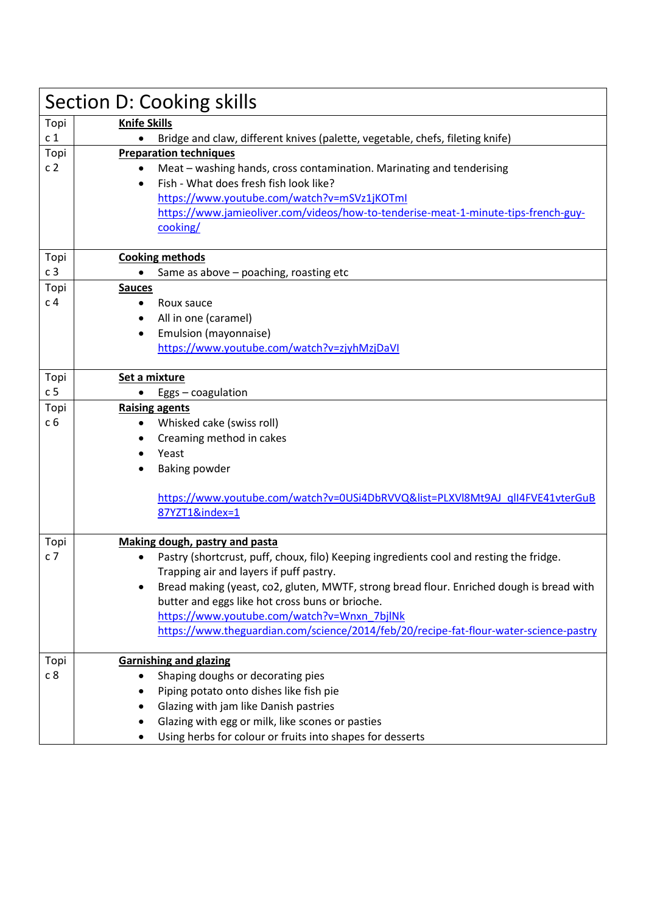| Section D: Cooking skills | |
|---|---|
| Topic 1 | **Knife Skills**<br>• Bridge and claw, different knives (palette, vegetable, chefs, fileting knife) |
| Topic 2 | **Preparation techniques**<br>• Meat – washing hands, cross contamination. Marinating and tenderising<br>• Fish - What does fresh fish look like?<br>https://www.youtube.com/watch?v=mSVz1jKOTmI<br>https://www.jamieoliver.com/videos/how-to-tenderise-meat-1-minute-tips-french-guy-cooking/ |
| Topic 3 | **Cooking methods**<br>• Same as above – poaching, roasting etc |
| Topic 4 | **Sauces**<br>• Roux sauce<br>• All in one (caramel)<br>• Emulsion (mayonnaise)<br>https://www.youtube.com/watch?v=zjyhMzjDaVI |
| Topic 5 | **Set a mixture**<br>• Eggs – coagulation |
| Topic 6 | **Raising agents**<br>• Whisked cake (swiss roll)<br>• Creaming method in cakes<br>• Yeast<br>• Baking powder<br><br>https://www.youtube.com/watch?v=0USi4DbRVVQ&list=PLXVl8Mt9AJ_qlI4FVE41vterGuB87YZT1&index=1 |
| Topic 7 | **Making dough, pastry and pasta**<br>• Pastry (shortcrust, puff, choux, filo) Keeping ingredients cool and resting the fridge. Trapping air and layers if puff pastry.<br>• Bread making (yeast, co2, gluten, MWTF, strong bread flour. Enriched dough is bread with butter and eggs like hot cross buns or brioche.<br>https://www.youtube.com/watch?v=Wnxn_7bjlNk<br>https://www.theguardian.com/science/2014/feb/20/recipe-fat-flour-water-science-pastry |
| Topic 8 | **Garnishing and glazing**<br>• Shaping doughs or decorating pies<br>• Piping potato onto dishes like fish pie<br>• Glazing with jam like Danish pastries<br>• Glazing with egg or milk, like scones or pasties<br>• Using herbs for colour or fruits into shapes for desserts |